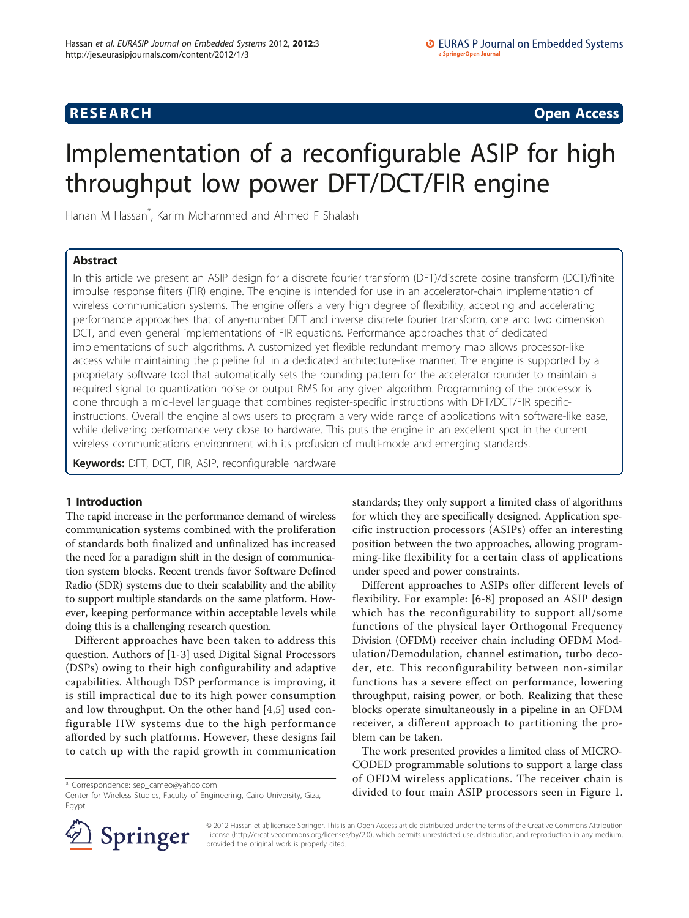RESEARCH **Open Access**

# Implementation of a reconfigurable ASIP for high throughput low power DFT/DCT/FIR engine

Hanan M Hassan[*], Karim Mohammed and Ahmed F Shalash

## Abstract

In this article we present an ASIP design for a discrete fourier transform (DFT)/discrete cosine transform (DCT)/finite impulse response filters (FIR) engine. The engine is intended for use in an accelerator-chain implementation of wireless communication systems. The engine offers a very high degree of flexibility, accepting and accelerating performance approaches that of any-number DFT and inverse discrete fourier transform, one and two dimension DCT, and even general implementations of FIR equations. Performance approaches that of dedicated implementations of such algorithms. A customized yet flexible redundant memory map allows processor-like access while maintaining the pipeline full in a dedicated architecture-like manner. The engine is supported by a proprietary software tool that automatically sets the rounding pattern for the accelerator rounder to maintain a required signal to quantization noise or output RMS for any given algorithm. Programming of the processor is done through a mid-level language that combines register-specific instructions with DFT/DCT/FIR specific-instructions. Overall the engine allows users to program a very wide range of applications with software-like ease, while delivering performance very close to hardware. This puts the engine in an excellent spot in the current wireless communications environment with its profusion of multi-mode and emerging standards.

**Keywords:** DFT, DCT, FIR, ASIP, reconfigurable hardware

## 1 Introduction

The rapid increase in the performance demand of wireless communication systems combined with the proliferation of standards both finalized and unfinalized has increased the need for a paradigm shift in the design of communication system blocks. Recent trends favor Software Defined Radio (SDR) systems due to their scalability and the ability to support multiple standards on the same platform. However, keeping performance within acceptable levels while doing this is a challenging research question.

Different approaches have been taken to address this question. Authors of [1-3] used Digital Signal Processors (DSPs) owing to their high configurability and adaptive capabilities. Although DSP performance is improving, it is still impractical due to its high power consumption and low throughput. On the other hand [4,5] used configurable HW systems due to the high performance afforded by such platforms. However, these designs fail to catch up with the rapid growth in communication standards; they only support a limited class of algorithms for which they are specifically designed. Application specific instruction processors (ASIPs) offer an interesting position between the two approaches, allowing programming-like flexibility for a certain class of applications under speed and power constraints.

Different approaches to ASIPs offer different levels of flexibility. For example: [6-8] proposed an ASIP design which has the reconfigurability to support all/some functions of the physical layer Orthogonal Frequency Division (OFDM) receiver chain including OFDM Modulation/Demodulation, channel estimation, turbo decoder, etc. This reconfigurability between non-similar functions has a severe effect on performance, lowering throughput, raising power, or both. Realizing that these blocks operate simultaneously in a pipeline in an OFDM receiver, a different approach to partitioning the problem can be taken.

The work presented provides a limited class of MICRO-CODED programmable solutions to support a large class of OFDM wireless applications. The receiver chain is divided to four main ASIP processors seen in Figure 1.

\* Correspondence: sep_cameo@yahoo.com
Center for Wireless Studies, Faculty of Engineering, Cairo University, Giza, Egypt

© 2012 Hassan et al; licensee Springer. This is an Open Access article distributed under the terms of the Creative Commons Attribution License (http://creativecommons.org/licenses/by/2.0), which permits unrestricted use, distribution, and reproduction in any medium, provided the original work is properly cited.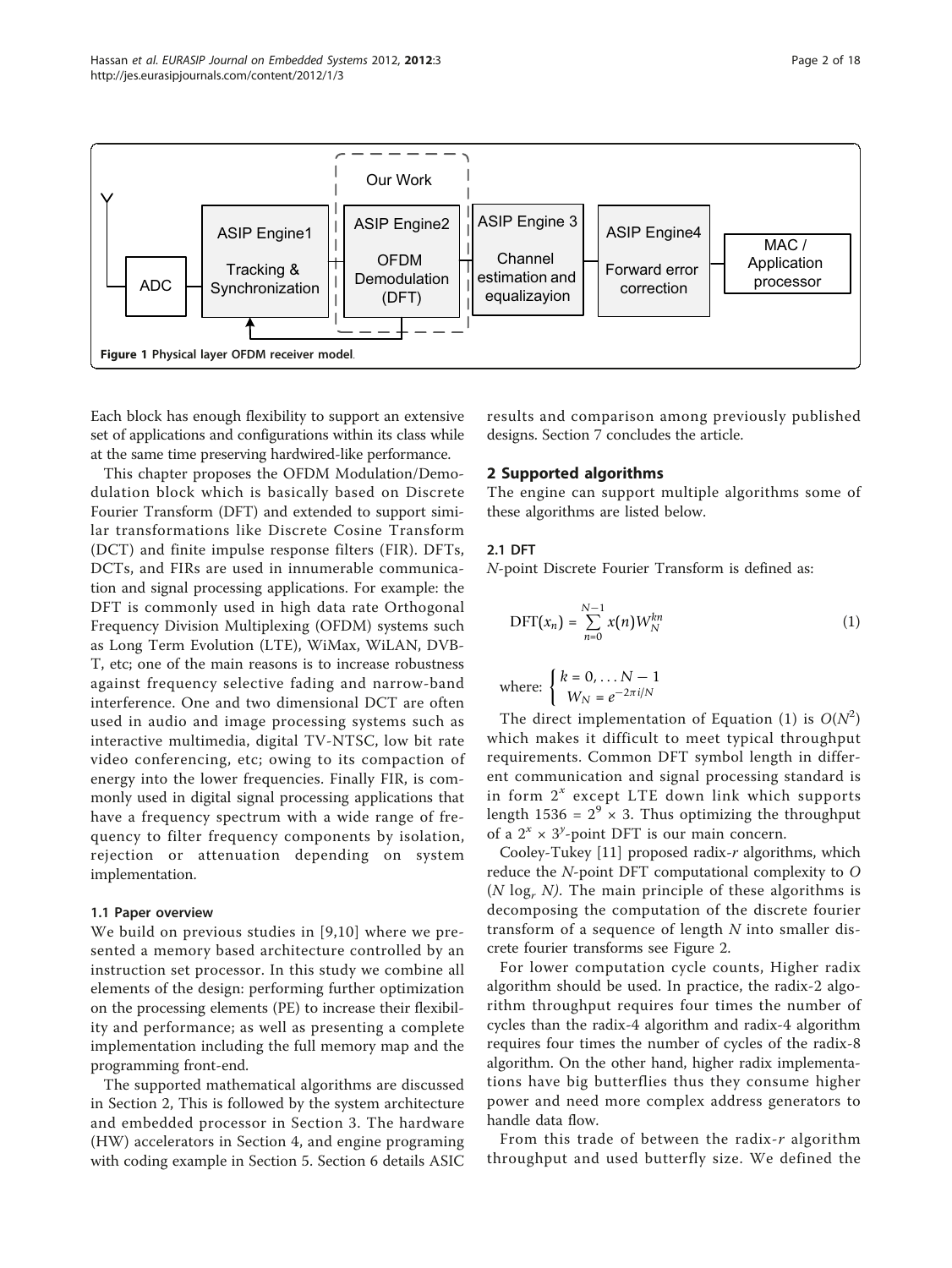Figure 1 Physical layer OFDM receiver model.

Each block has enough flexibility to support an extensive set of applications and configurations within its class while at the same time preserving hardwired-like performance.

This chapter proposes the OFDM Modulation/Demodulation block which is basically based on Discrete Fourier Transform (DFT) and extended to support similar transformations like Discrete Cosine Transform (DCT) and finite impulse response filters (FIR). DFTs, DCTs, and FIRs are used in innumerable communication and signal processing applications. For example: the DFT is commonly used in high data rate Orthogonal Frequency Division Multiplexing (OFDM) systems such as Long Term Evolution (LTE), WiMax, WiLAN, DVB-T, etc; one of the main reasons is to increase robustness against frequency selective fading and narrow-band interference. One and two dimensional DCT are often used in audio and image processing systems such as interactive multimedia, digital TV-NTSC, low bit rate video conferencing, etc; owing to its compaction of energy into the lower frequencies. Finally FIR, is commonly used in digital signal processing applications that have a frequency spectrum with a wide range of frequency to filter frequency components by isolation, rejection or attenuation depending on system implementation.

### 1.1 Paper overview

We build on previous studies in [9,10] where we presented a memory based architecture controlled by an instruction set processor. In this study we combine all elements of the design: performing further optimization on the processing elements (PE) to increase their flexibility and performance; as well as presenting a complete implementation including the full memory map and the programming front-end.

The supported mathematical algorithms are discussed in Section 2, This is followed by the system architecture and embedded processor in Section 3. The hardware (HW) accelerators in Section 4, and engine programing with coding example in Section 5. Section 6 details ASIC results and comparison among previously published designs. Section 7 concludes the article.

## 2 Supported algorithms

The engine can support multiple algorithms some of these algorithms are listed below.

### 2.1 DFT

*N*-point Discrete Fourier Transform is defined as:

$$\mathrm{DFT}(x_n) = \sum_{n=0}^{N-1} x(n) W_N^{kn} \tag{1}$$

where: $\begin{cases} k = 0, \ldots N-1 \\ W_N = e^{-2\pi i/N} \end{cases}$

The direct implementation of Equation (1) is $O(N^2)$ which makes it difficult to meet typical throughput requirements. Common DFT symbol length in different communication and signal processing standard is in form $2^x$ except LTE down link which supports length $1536 = 2^9 \times 3$. Thus optimizing the throughput of a $2^x \times 3^y$-point DFT is our main concern.

Cooley-Tukey [11] proposed radix-*r* algorithms, which reduce the *N*-point DFT computational complexity to $O(N \log_r N)$. The main principle of these algorithms is decomposing the computation of the discrete fourier transform of a sequence of length *N* into smaller discrete fourier transforms see Figure 2.

For lower computation cycle counts, Higher radix algorithm should be used. In practice, the radix-2 algorithm throughput requires four times the number of cycles than the radix-4 algorithm and radix-4 algorithm requires four times the number of cycles of the radix-8 algorithm. On the other hand, higher radix implementations have big butterflies thus they consume higher power and need more complex address generators to handle data flow.

From this trade of between the radix-*r* algorithm throughput and used butterfly size. We defined the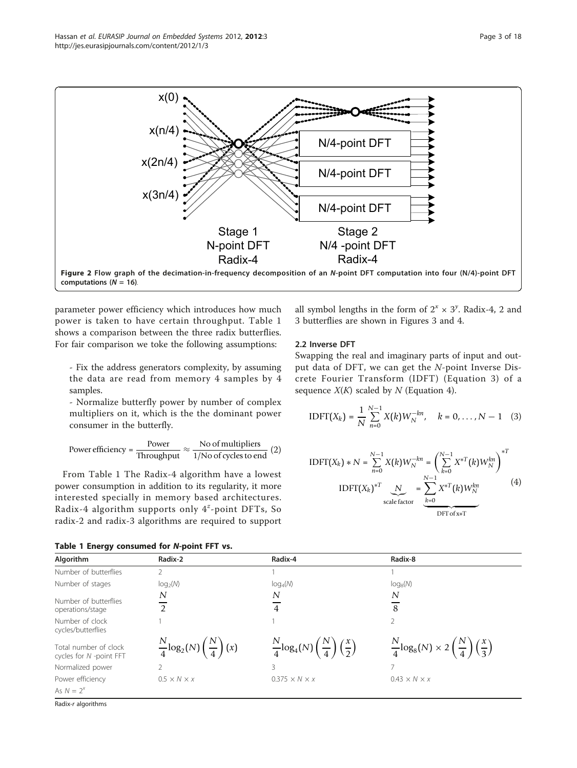Figure 2 Flow graph of the decimation-in-frequency decomposition of an *N*-point DFT computation into four (N/4)-point DFT computations (*N* = 16).

parameter power efficiency which introduces how much power is taken to have certain throughput. Table 1 shows a comparison between the three radix butterflies. For fair comparison we toke the following assumptions:

- Fix the address generators complexity, by assuming the data are read from memory 4 samples by 4 samples.
- Normalize butterfly power by number of complex multipliers on it, which is the the dominant power consumer in the butterfly.

$$\text{Power efficiency} = \frac{\text{Power}}{\text{Throughput}} \approx \frac{\text{No of multipliers}}{1/\text{No of cycles to end}} \quad (2)$$

From Table 1 The Radix-4 algorithm have a lowest power consumption in addition to its regularity, it more interested specially in memory based architectures. Radix-4 algorithm supports only $4^z$-point DFTs, So radix-2 and radix-3 algorithms are required to support all symbol lengths in the form of $2^x \times 3^y$. Radix-4, 2 and 3 butterflies are shown in Figures 3 and 4.

### 2.2 Inverse DFT

Swapping the real and imaginary parts of input and output data of DFT, we can get the *N*-point Inverse Discrete Fourier Transform (IDFT) (Equation 3) of a sequence $X(K)$ scaled by $N$ (Equation 4).

$$\text{IDFT}(X_k) = \frac{1}{N}\sum_{n=0}^{N-1} X(k)W_N^{-kn}, \quad k = 0, \ldots, N-1 \quad (3)$$

$$\text{IDFT}(X_k) * N = \sum_{n=0}^{N-1} X(k)W_N^{-kn} = \left(\sum_{k=0}^{N-1} X^{*T}(k)W_N^{kn}\right)^{*T}$$
$$\text{IDFT}(X_k)^{*T} \underbrace{N}_{\text{scale factor}} = \underbrace{\sum_{k=0}^{N-1} X^{*T}(k)W_N^{kn}}_{\text{DFT of } x*T} \quad (4)$$

**Table 1 Energy consumed for *N*-point FFT vs. Radix-*r* algorithms**

| Algorithm | Radix-2 | Radix-4 | Radix-8 |
|---|---|---|---|
| Number of butterflies | 2 | 1 | 1 |
| Number of stages | $\log_2(N)$ | $\log_4(N)$ | $\log_8(N)$ |
| Number of butterflies operations/stage | $\frac{N}{2}$ | $\frac{N}{4}$ | $\frac{N}{8}$ |
| Number of clock cycles/butterflies | 1 | 1 | 2 |
| Total number of clock cycles for *N* -point FFT | $\frac{N}{4}\log_2(N)\left(\frac{N}{4}\right)(x)$ | $\frac{N}{4}\log_4(N)\left(\frac{N}{4}\right)\left(\frac{x}{2}\right)$ | $\frac{N}{4}\log_8(N) \times 2\left(\frac{N}{4}\right)\left(\frac{x}{3}\right)$ |
| Normalized power | 2 | 3 | 7 |
| Power efficiency | $0.5 \times N \times x$ | $0.375 \times N \times x$ | $0.43 \times N \times x$ |
| As $N = 2^x$ | | | |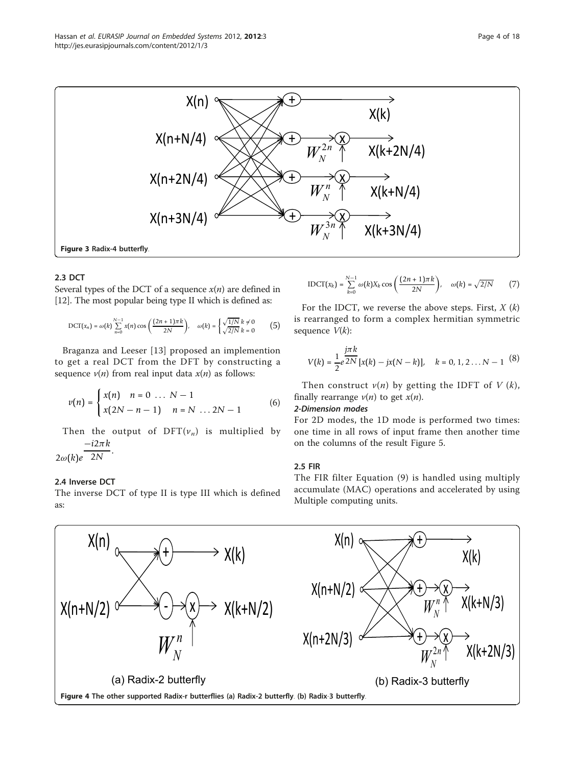Figure 3 Radix-4 butterfly.

### 2.3 DCT

Several types of the DCT of a sequence $x(n)$ are defined in [12]. The most popular being type II which is defined as:

$$\mathrm{DCT}(x_n) = \omega(k) \sum_{n=0}^{N-1} x(n) \cos\left(\frac{(2n+1)\pi k}{2N}\right), \quad \omega(k) = \begin{cases} \sqrt{1/N} & k \neq 0 \\ \sqrt{2/N} & k = 0 \end{cases} \tag{5}$$

Braganza and Leeser [13] proposed an implemention to get a real DCT from the DFT by constructing a sequence $v(n)$ from real input data $x(n)$ as follows:

$$v(n) = \begin{cases} x(n) & n = 0 \ \ldots \ N-1 \\ x(2N-n-1) & n = N \ \ldots \ 2N-1 \end{cases} \tag{6}$$

Then the output of $\mathrm{DFT}(v_n)$ is multiplied by $2\omega(k)e^{\frac{-i2\pi k}{2N}}$.

### 2.4 Inverse DCT

The inverse DCT of type II is type III which is defined as:

$$\mathrm{IDCT}(x_k) = \sum_{k=0}^{N-1} \omega(k) X_k \cos\left(\frac{(2n+1)\pi k}{2N}\right), \quad \omega(k) = \sqrt{2/N} \tag{7}$$

For the IDCT, we reverse the above steps. First, $X(k)$ is rearranged to form a complex hermitian symmetric sequence $V(k)$:

$$V(k) = \frac{1}{2} e^{\frac{j\pi k}{2N}} [x(k) - jx(N-k)], \quad k = 0, 1, 2 \ldots N-1 \tag{8}$$

Then construct $v(n)$ by getting the IDFT of $V(k)$, finally rearrange $v(n)$ to get $x(n)$.

***2-Dimension modes***

For 2D modes, the 1D mode is performed two times: one time in all rows of input frame then another time on the columns of the result Figure 5.

### 2.5 FIR

The FIR filter Equation (9) is handled using multiply accumulate (MAC) operations and accelerated by using Multiple computing units.

(a) Radix-2 butterfly (b) Radix-3 butterfly

Figure 4 The other supported Radix-r butterflies (a) Radix-2 butterfly. (b) Radix-3 butterfly.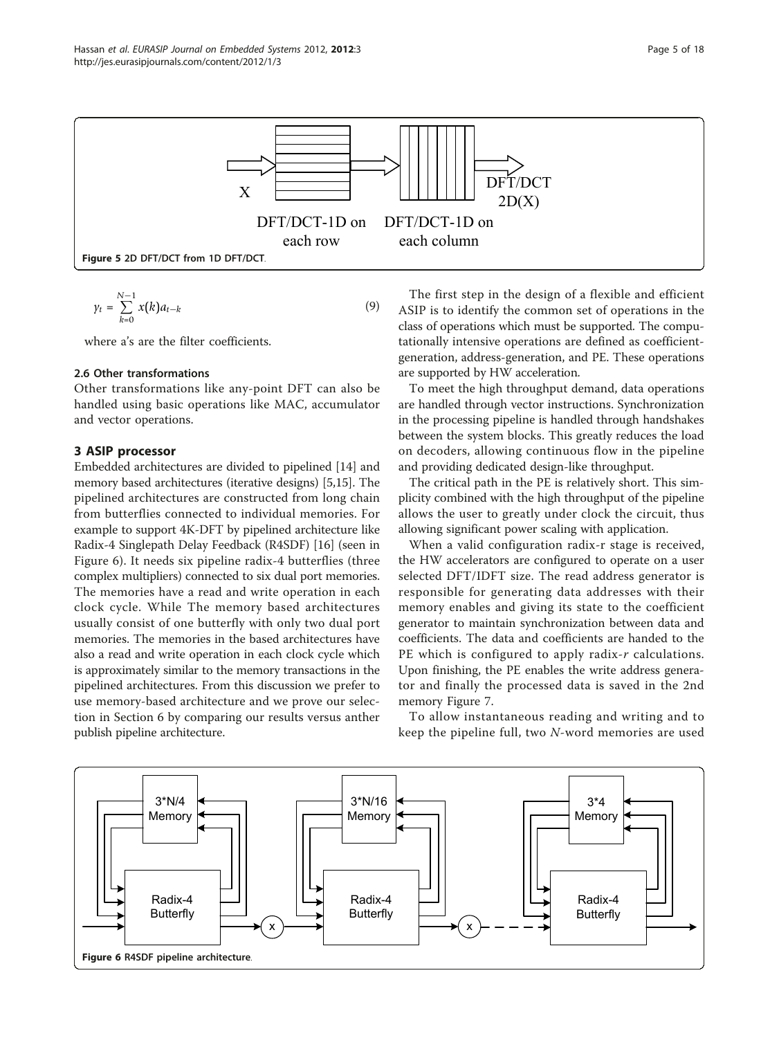X

DFT/DCT-1D on each row

DFT/DCT-1D on each column

DFT/DCT 2D(X)

**Figure 5** 2D DFT/DCT from 1D DFT/DCT.

$$y_t = \sum_{k=0}^{N-1} x(k)a_{t-k} \tag{9}$$

where a's are the filter coefficients.

### 2.6 Other transformations

Other transformations like any-point DFT can also be handled using basic operations like MAC, accumulator and vector operations.

## 3 ASIP processor

Embedded architectures are divided to pipelined [14] and memory based architectures (iterative designs) [5,15]. The pipelined architectures are constructed from long chain from butterflies connected to individual memories. For example to support 4K-DFT by pipelined architecture like Radix-4 Singlepath Delay Feedback (R4SDF) [16] (seen in Figure 6). It needs six pipeline radix-4 butterflies (three complex multipliers) connected to six dual port memories. The memories have a read and write operation in each clock cycle. While The memory based architectures usually consist of one butterfly with only two dual port memories. The memories in the based architectures have also a read and write operation in each clock cycle which is approximately similar to the memory transactions in the pipelined architectures. From this discussion we prefer to use memory-based architecture and we prove our selection in Section 6 by comparing our results versus anther publish pipeline architecture.

The first step in the design of a flexible and efficient ASIP is to identify the common set of operations in the class of operations which must be supported. The computationally intensive operations are defined as coefficient-generation, address-generation, and PE. These operations are supported by HW acceleration.

To meet the high throughput demand, data operations are handled through vector instructions. Synchronization in the processing pipeline is handled through handshakes between the system blocks. This greatly reduces the load on decoders, allowing continuous flow in the pipeline and providing dedicated design-like throughput.

The critical path in the PE is relatively short. This simplicity combined with the high throughput of the pipeline allows the user to greatly under clock the circuit, thus allowing significant power scaling with application.

When a valid configuration radix-r stage is received, the HW accelerators are configured to operate on a user selected DFT/IDFT size. The read address generator is responsible for generating data addresses with their memory enables and giving its state to the coefficient generator to maintain synchronization between data and coefficients. The data and coefficients are handed to the PE which is configured to apply radix-*r* calculations. Upon finishing, the PE enables the write address generator and finally the processed data is saved in the 2nd memory Figure 7.

To allow instantaneous reading and writing and to keep the pipeline full, two *N*-word memories are used

3*N/4 Memory

Radix-4 Butterfly

x

3*N/16 Memory

Radix-4 Butterfly

x

3*4 Memory

Radix-4 Butterfly

**Figure 6** R4SDF pipeline architecture.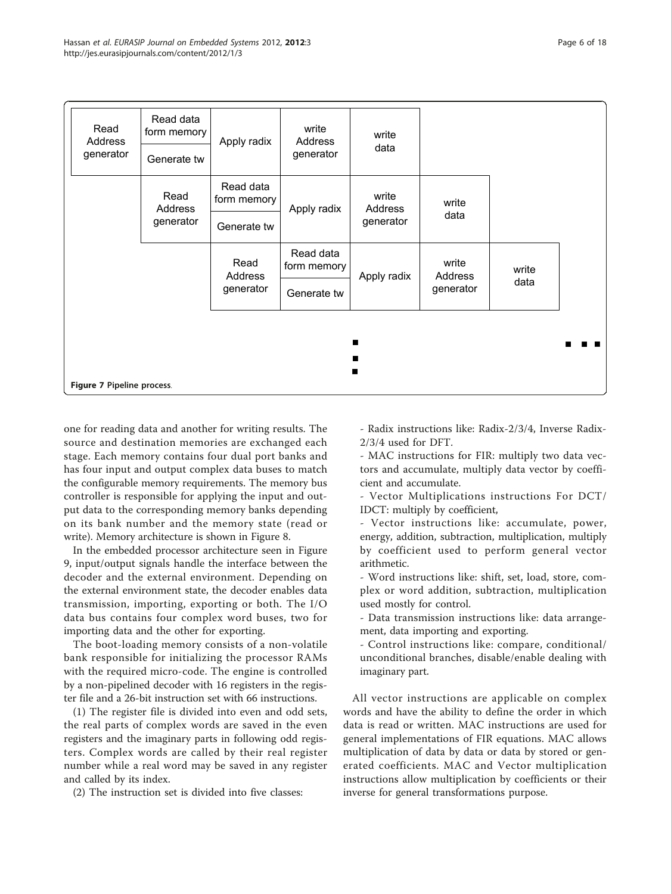Read Address generator
Read data form memory
Generate tw
Apply radix
write Address generator
write data

Read Address generator
Read data form memory
Generate tw
Apply radix
write Address generator
write data

Read Address generator
Read data form memory
Generate tw
Apply radix
write Address generator
write data

**Figure 7 Pipeline process**.

one for reading data and another for writing results. The source and destination memories are exchanged each stage. Each memory contains four dual port banks and has four input and output complex data buses to match the configurable memory requirements. The memory bus controller is responsible for applying the input and output data to the corresponding memory banks depending on its bank number and the memory state (read or write). Memory architecture is shown in Figure 8.

In the embedded processor architecture seen in Figure 9, input/output signals handle the interface between the decoder and the external environment. Depending on the external environment state, the decoder enables data transmission, importing, exporting or both. The I/O data bus contains four complex word buses, two for importing data and the other for exporting.

The boot-loading memory consists of a non-volatile bank responsible for initializing the processor RAMs with the required micro-code. The engine is controlled by a non-pipelined decoder with 16 registers in the register file and a 26-bit instruction set with 66 instructions.

(1) The register file is divided into even and odd sets, the real parts of complex words are saved in the even registers and the imaginary parts in following odd registers. Complex words are called by their real register number while a real word may be saved in any register and called by its index.

(2) The instruction set is divided into five classes:

- Radix instructions like: Radix-2/3/4, Inverse Radix-2/3/4 used for DFT.
- MAC instructions for FIR: multiply two data vectors and accumulate, multiply data vector by coefficient and accumulate.
- Vector Multiplications instructions For DCT/IDCT: multiply by coefficient,
- Vector instructions like: accumulate, power, energy, addition, subtraction, multiplication, multiply by coefficient used to perform general vector arithmetic.
- Word instructions like: shift, set, load, store, complex or word addition, subtraction, multiplication used mostly for control.
- Data transmission instructions like: data arrangement, data importing and exporting.
- Control instructions like: compare, conditional/unconditional branches, disable/enable dealing with imaginary part.

All vector instructions are applicable on complex words and have the ability to define the order in which data is read or written. MAC instructions are used for general implementations of FIR equations. MAC allows multiplication of data by data or data by stored or generated coefficients. MAC and Vector multiplication instructions allow multiplication by coefficients or their inverse for general transformations purpose.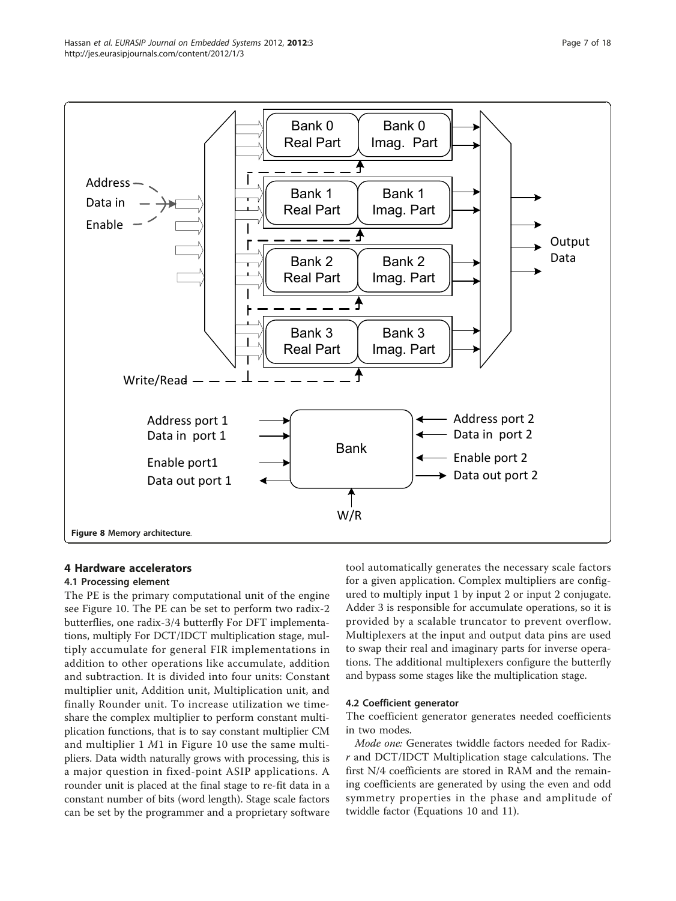Address

Data in

Enable

Bank 0 Real Part | Bank 0 Imag. Part

Bank 1 Real Part | Bank 1 Imag. Part

Bank 2 Real Part | Bank 2 Imag. Part

Bank 3 Real Part | Bank 3 Imag. Part

Output Data

Write/Read

Address port 1
Data in port 1
Enable port1
Data out port 1

Bank

Address port 2
Data in port 2
Enable port 2
Data out port 2

W/R

**Figure 8** Memory architecture.

## 4 Hardware accelerators

### 4.1 Processing element

The PE is the primary computational unit of the engine see Figure 10. The PE can be set to perform two radix-2 butterflies, one radix-3/4 butterfly For DFT implementations, multiply For DCT/IDCT multiplication stage, multiply accumulate for general FIR implementations in addition to other operations like accumulate, addition and subtraction. It is divided into four units: Constant multiplier unit, Addition unit, Multiplication unit, and finally Rounder unit. To increase utilization we time-share the complex multiplier to perform constant multiplication functions, that is to say constant multiplier CM and multiplier 1 *M*1 in Figure 10 use the same multipliers. Data width naturally grows with processing, this is a major question in fixed-point ASIP applications. A rounder unit is placed at the final stage to re-fit data in a constant number of bits (word length). Stage scale factors can be set by the programmer and a proprietary software tool automatically generates the necessary scale factors for a given application. Complex multipliers are configured to multiply input 1 by input 2 or input 2 conjugate. Adder 3 is responsible for accumulate operations, so it is provided by a scalable truncator to prevent overflow. Multiplexers at the input and output data pins are used to swap their real and imaginary parts for inverse operations. The additional multiplexers configure the butterfly and bypass some stages like the multiplication stage.

### 4.2 Coefficient generator

The coefficient generator generates needed coefficients in two modes.

*Mode one:* Generates twiddle factors needed for Radix-*r* and DCT/IDCT Multiplication stage calculations. The first N/4 coefficients are stored in RAM and the remaining coefficients are generated by using the even and odd symmetry properties in the phase and amplitude of twiddle factor (Equations 10 and 11).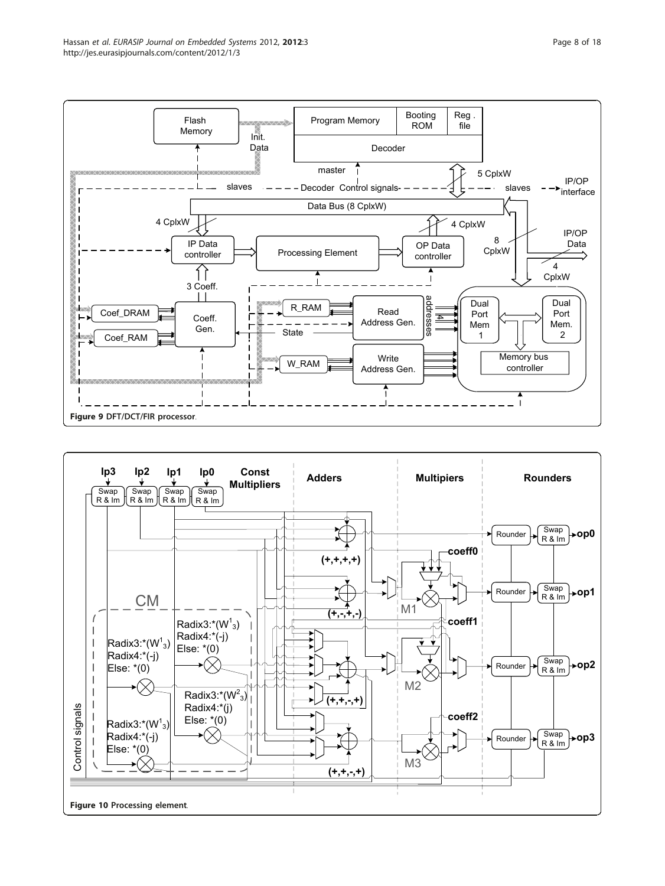**Figure 9** DFT/DCT/FIR processor.

**Figure 10** Processing element.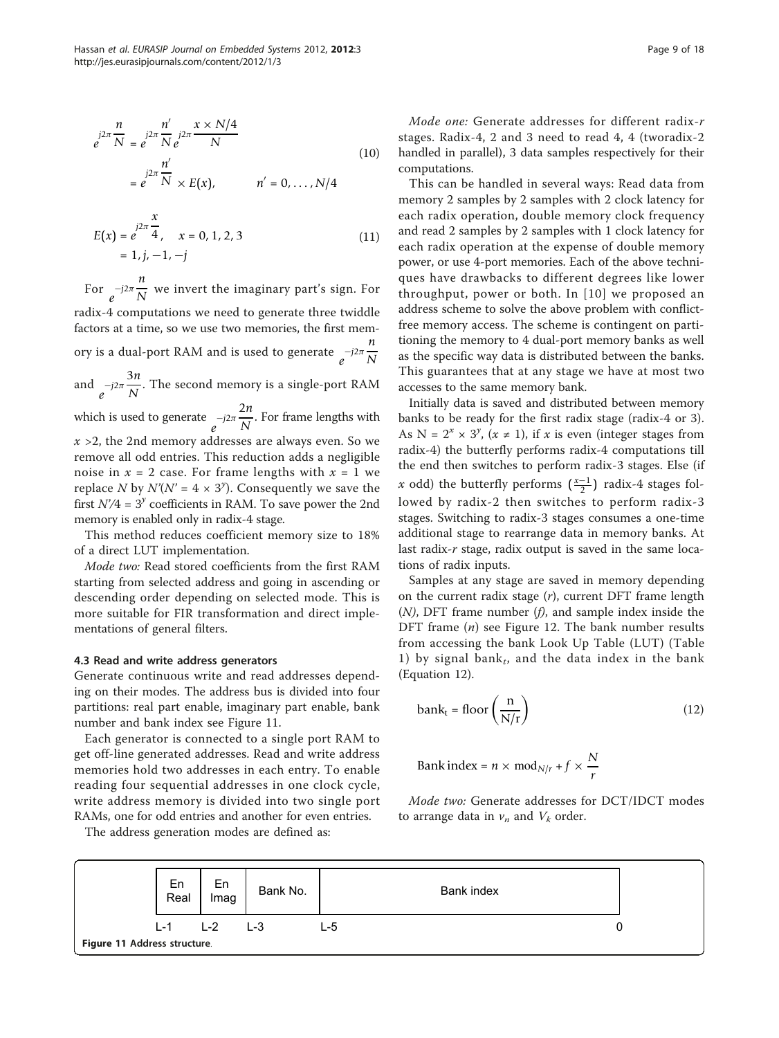$$
\begin{aligned}
e^{j2\pi \frac{n}{N}} &= e^{j2\pi \frac{n'}{N}} e^{j2\pi \frac{x \times N/4}{N}} \\
&= e^{j2\pi \frac{n'}{N}} \times E(x), \qquad n' = 0, \ldots, N/4
\end{aligned} \tag{10}
$$

$$
\begin{aligned}
E(x) &= e^{j2\pi \frac{x}{4}}, \quad x = 0, 1, 2, 3 \\
&= 1, j, -1, -j
\end{aligned} \tag{11}
$$

For $e^{-j2\pi \frac{n}{N}}$ we invert the imaginary part's sign. For radix-4 computations we need to generate three twiddle factors at a time, so we use two memories, the first memory is a dual-port RAM and is used to generate $e^{-j2\pi \frac{n}{N}}$ and $e^{-j2\pi \frac{3n}{N}}$. The second memory is a single-port RAM which is used to generate $e^{-j2\pi \frac{2n}{N}}$. For frame lengths with $x > 2$, the 2nd memory addresses are always even. So we remove all odd entries. This reduction adds a negligible noise in $x = 2$ case. For frame lengths with $x = 1$ we replace $N$ by $N'(N' = 4 \times 3^y)$. Consequently we save the first $N'/4 = 3^y$ coefficients in RAM. To save power the 2nd memory is enabled only in radix-4 stage.

This method reduces coefficient memory size to 18% of a direct LUT implementation.

*Mode two:* Read stored coefficients from the first RAM starting from selected address and going in ascending or descending order depending on selected mode. This is more suitable for FIR transformation and direct implementations of general filters.

### 4.3 Read and write address generators

Generate continuous write and read addresses depending on their modes. The address bus is divided into four partitions: real part enable, imaginary part enable, bank number and bank index see Figure 11.

Each generator is connected to a single port RAM to get off-line generated addresses. Read and write address memories hold two addresses in each entry. To enable reading four sequential addresses in one clock cycle, write address memory is divided into two single port RAMs, one for odd entries and another for even entries.

The address generation modes are defined as:

*Mode one:* Generate addresses for different radix-$r$ stages. Radix-4, 2 and 3 need to read 4, 4 (tworadix-2 handled in parallel), 3 data samples respectively for their computations.

This can be handled in several ways: Read data from memory 2 samples by 2 samples with 2 clock latency for each radix operation, double memory clock frequency and read 2 samples by 2 samples with 1 clock latency for each radix operation at the expense of double memory power, or use 4-port memories. Each of the above techniques have drawbacks to different degrees like lower throughput, power or both. In [10] we proposed an address scheme to solve the above problem with conflict-free memory access. The scheme is contingent on partitioning the memory to 4 dual-port memory banks as well as the specific way data is distributed between the banks. This guarantees that at any stage we have at most two accesses to the same memory bank.

Initially data is saved and distributed between memory banks to be ready for the first radix stage (radix-4 or 3). As $N = 2^x \times 3^y$, $(x \neq 1)$, if $x$ is even (integer stages from radix-4) the butterfly performs radix-4 computations till the end then switches to perform radix-3 stages. Else (if $x$ odd) the butterfly performs $(\frac{x-1}{2})$ radix-4 stages followed by radix-2 then switches to perform radix-3 stages. Switching to radix-3 stages consumes a one-time additional stage to rearrange data in memory banks. At last radix-$r$ stage, radix output is saved in the same locations of radix inputs.

Samples at any stage are saved in memory depending on the current radix stage ($r$), current DFT frame length ($N$), DFT frame number ($f$), and sample index inside the DFT frame ($n$) see Figure 12. The bank number results from accessing the bank Look Up Table (LUT) (Table 1) by signal $\text{bank}_t$, and the data index in the bank (Equation 12).

$$
\text{bank}_t = \text{floor}\left(\frac{\text{n}}{\text{N/r}}\right) \tag{12}
$$

$$
\text{Bank index} = n \times \text{mod}_{N/r} + f \times \frac{N}{r}
$$

*Mode two:* Generate addresses for DCT/IDCT modes to arrange data in $v_n$ and $V_k$ order.

| En Real | En Imag | Bank No. | Bank index |
|---|---|---|---|
| L-1 | L-2 | L-3 | L-5 ... 0 |

Figure 11 Address structure.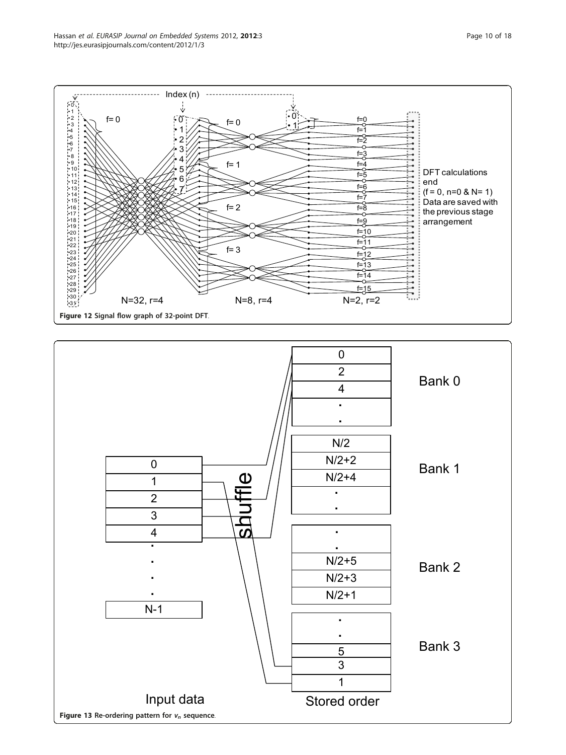Figure 12 Signal flow graph of 32-point DFT.

Figure 13 Re-ordering pattern for $v_n$ sequence.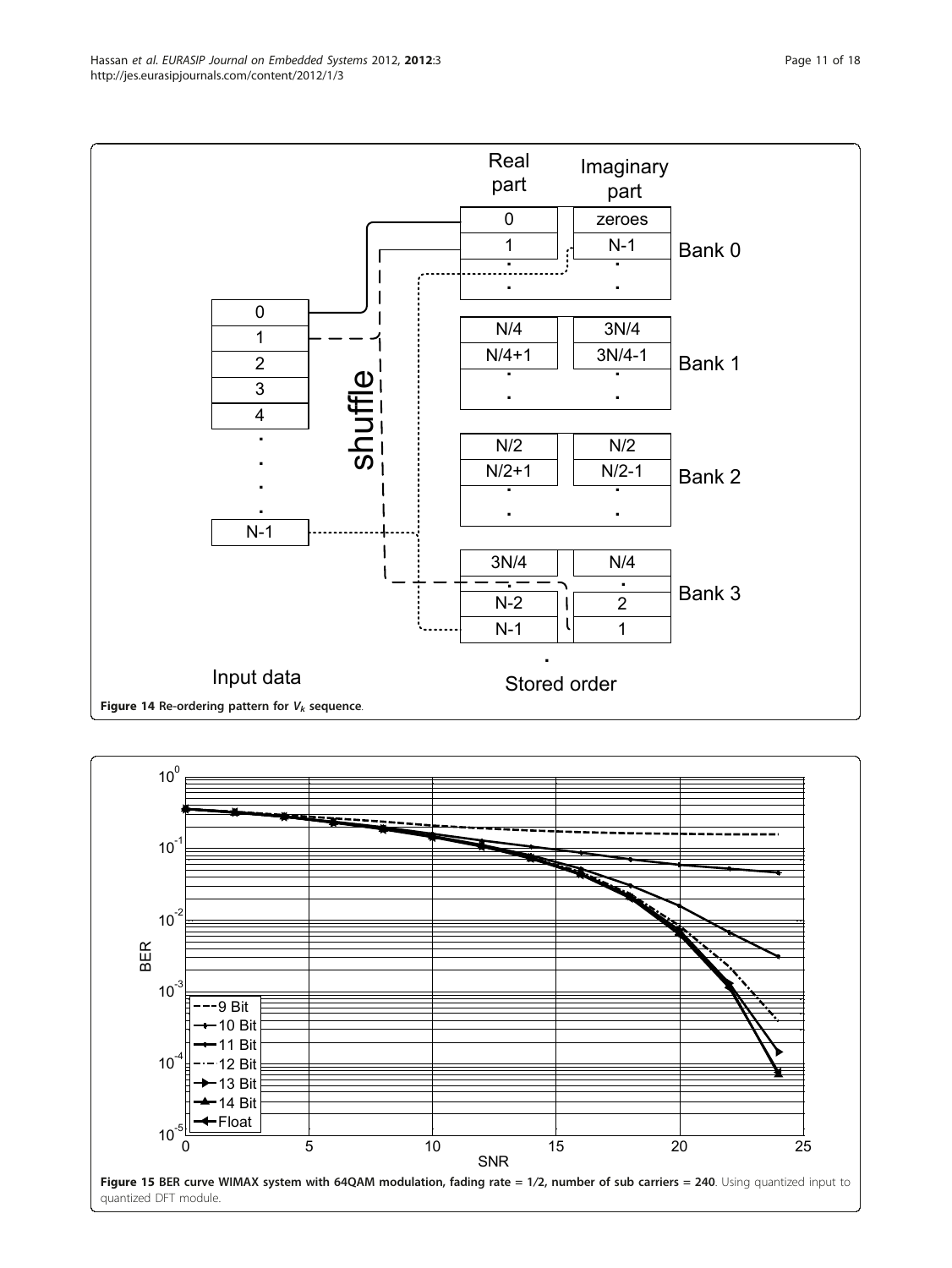**Figure 14 Re-ordering pattern for $V_k$ sequence.**

**Figure 15 BER curve WIMAX system with 64QAM modulation, fading rate = 1/2, number of sub carriers = 240**. Using quantized input to quantized DFT module.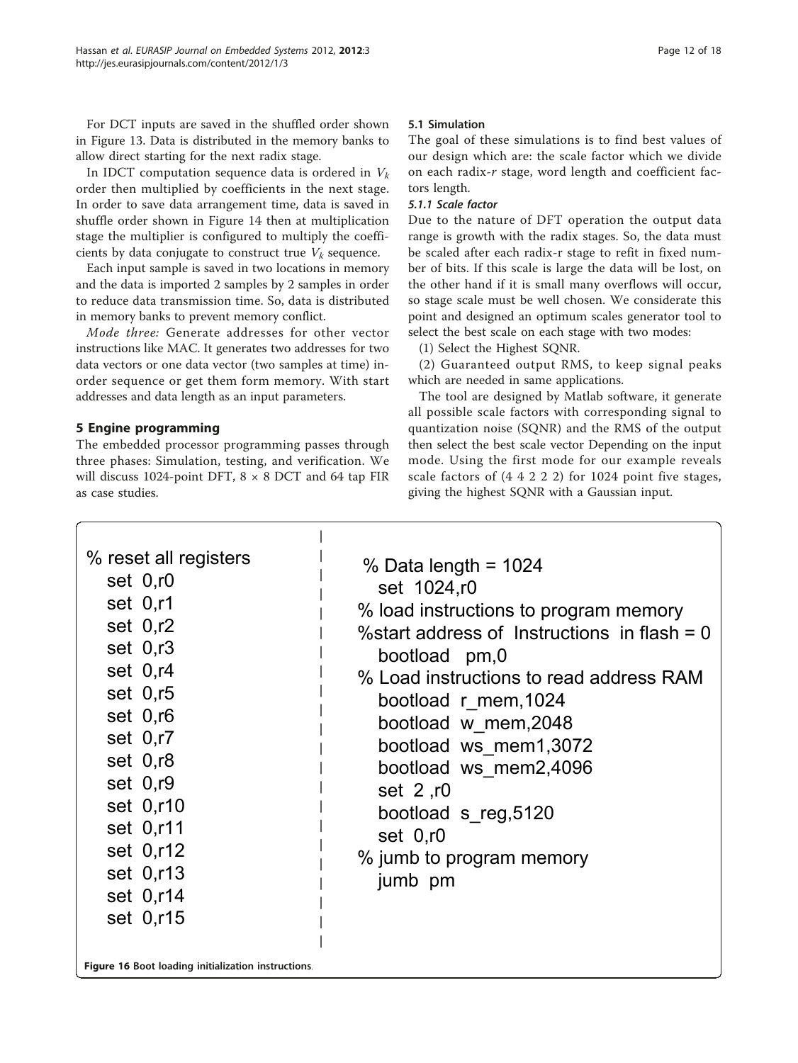For DCT inputs are saved in the shuffled order shown in Figure 13. Data is distributed in the memory banks to allow direct starting for the next radix stage.

In IDCT computation sequence data is ordered in $V_k$ order then multiplied by coefficients in the next stage. In order to save data arrangement time, data is saved in shuffle order shown in Figure 14 then at multiplication stage the multiplier is configured to multiply the coefficients by data conjugate to construct true $V_k$ sequence.

Each input sample is saved in two locations in memory and the data is imported 2 samples by 2 samples in order to reduce data transmission time. So, data is distributed in memory banks to prevent memory conflict.

*Mode three:* Generate addresses for other vector instructions like MAC. It generates two addresses for two data vectors or one data vector (two samples at time) in-order sequence or get them form memory. With start addresses and data length as an input parameters.

## 5 Engine programming

The embedded processor programming passes through three phases: Simulation, testing, and verification. We will discuss 1024-point DFT, 8 × 8 DCT and 64 tap FIR as case studies.

### 5.1 Simulation

The goal of these simulations is to find best values of our design which are: the scale factor which we divide on each radix-*r* stage, word length and coefficient factors length.

#### *5.1.1 Scale factor*

Due to the nature of DFT operation the output data range is growth with the radix stages. So, the data must be scaled after each radix-r stage to refit in fixed number of bits. If this scale is large the data will be lost, on the other hand if it is small many overflows will occur, so stage scale must be well chosen. We considerate this point and designed an optimum scales generator tool to select the best scale on each stage with two modes:

(1) Select the Highest SQNR.

(2) Guaranteed output RMS, to keep signal peaks which are needed in same applications.

The tool are designed by Matlab software, it generate all possible scale factors with corresponding signal to quantization noise (SQNR) and the RMS of the output then select the best scale vector Depending on the input mode. Using the first mode for our example reveals scale factors of (4 4 2 2 2) for 1024 point five stages, giving the highest SQNR with a Gaussian input.

```
% reset all registers
   set 0,r0
   set 0,r1
   set 0,r2
   set 0,r3
   set 0,r4
   set 0,r5
   set 0,r6
   set 0,r7
   set 0,r8
   set 0,r9
   set 0,r10
   set 0,r11
   set 0,r12
   set 0,r13
   set 0,r14
   set 0,r15
```

```
 % Data length = 1024
   set 1024,r0
% load instructions to program memory
%start address of  Instructions  in flash = 0
   bootload   pm,0
% Load instructions to read address RAM
   bootload  r_mem,1024
   bootload  w_mem,2048
   bootload  ws_mem1,3072
   bootload  ws_mem2,4096
   set 2 ,r0
   bootload  s_reg,5120
   set 0,r0
% jumb to program memory
   jumb  pm
```

**Figure 16** Boot loading initialization instructions.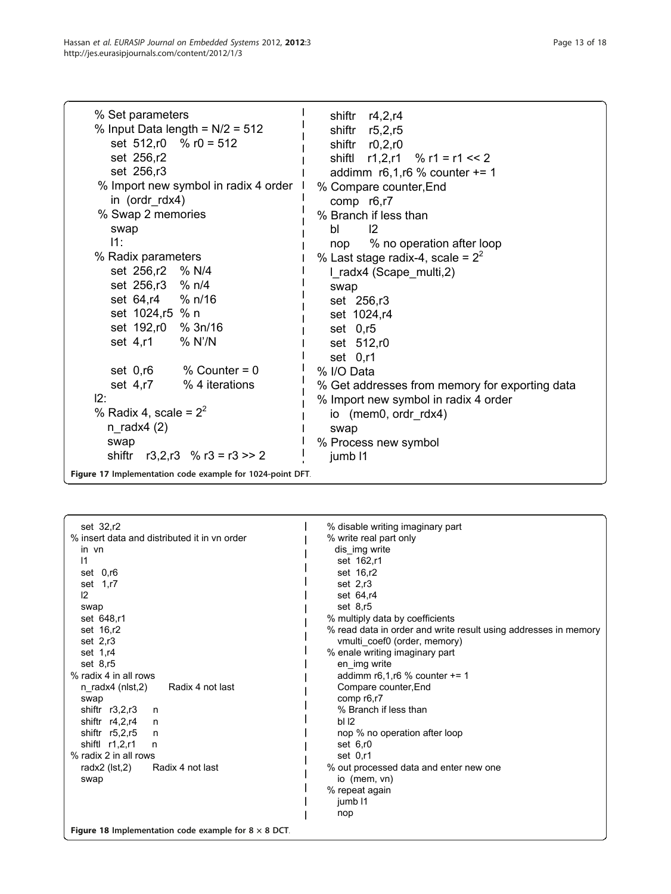```
% Set parameters
% Input Data length = N/2 = 512
   set  512,r0   % r0 = 512
   set  256,r2
   set  256,r3
 % Import new symbol in radix 4 order
   in  (ordr_rdx4)
 % Swap 2 memories
   swap
   l1:
% Radix parameters
   set  256,r2   % N/4
   set  256,r3   % n/4
   set  64,r4    % n/16
   set  1024,r5  % n
   set  192,r0   % 3n/16
   set  4,r1     % N'/N

   set  0,r6     % Counter = 0
   set  4,r7     % 4 iterations
l2:
% Radix 4, scale = 2^2
  n_radx4 (2)
  swap
  shiftr   r3,2,r3   % r3 = r3 >> 2
  shiftr   r4,2,r4
  shiftr   r5,2,r5
  shiftr   r0,2,r0
  shiftl   r1,2,r1   % r1 = r1 << 2
  addimm  r6,1,r6 % counter += 1
% Compare counter,End
  comp  r6,r7
% Branch if less than
  bl     l2
  nop    % no operation after loop
% Last stage radix-4, scale = 2^2
  l_radx4 (Scape_multi,2)
  swap
  set  256,r3
  set  1024,r4
  set  0,r5
  set  512,r0
  set  0,r1
% I/O Data
% Get addresses from memory for exporting data
% Import new symbol in radix 4 order
  io  (mem0, ordr_rdx4)
  swap
% Process new symbol
  jumb l1
```

**Figure 17** Implementation code example for 1024-point DFT.

```
  set  32,r2
% insert data and distributed it in vn order
  in  vn
  l1
  set  0,r6
  set  1,r7
  l2
  swap
  set  648,r1
  set  16,r2
  set  2,r3
  set  1,r4
  set  8,r5
% radix 4 in all rows
  n_radx4 (nlst,2)        Radix 4 not last
  swap
  shiftr  r3,2,r3     n
  shiftr  r4,2,r4     n
  shiftr  r5,2,r5     n
  shiftl  r1,2,r1     n
% radix 2 in all rows
  radx2 (lst,2)       Radix 4 not last
  swap
% disable writing imaginary part
% write real part only
  dis_img write
   set  162,r1
   set  16,r2
   set  2,r3
   set  64,r4
   set  8,r5
% multiply data by coefficients
% read data in order and write result using addresses in memory
   vmulti_coef0 (order, memory)
% enale writing imaginary part
   en_img write
   addimm r6,1,r6 % counter += 1
   Compare counter,End
   comp r6,r7
   % Branch if less than
   bl l2
   nop % no operation after loop
   set 6,r0
   set 0,r1
% out processed data and enter new one
   io  (mem, vn)
% repeat again
   jumb l1
   nop
```

**Figure 18** Implementation code example for 8 × 8 DCT.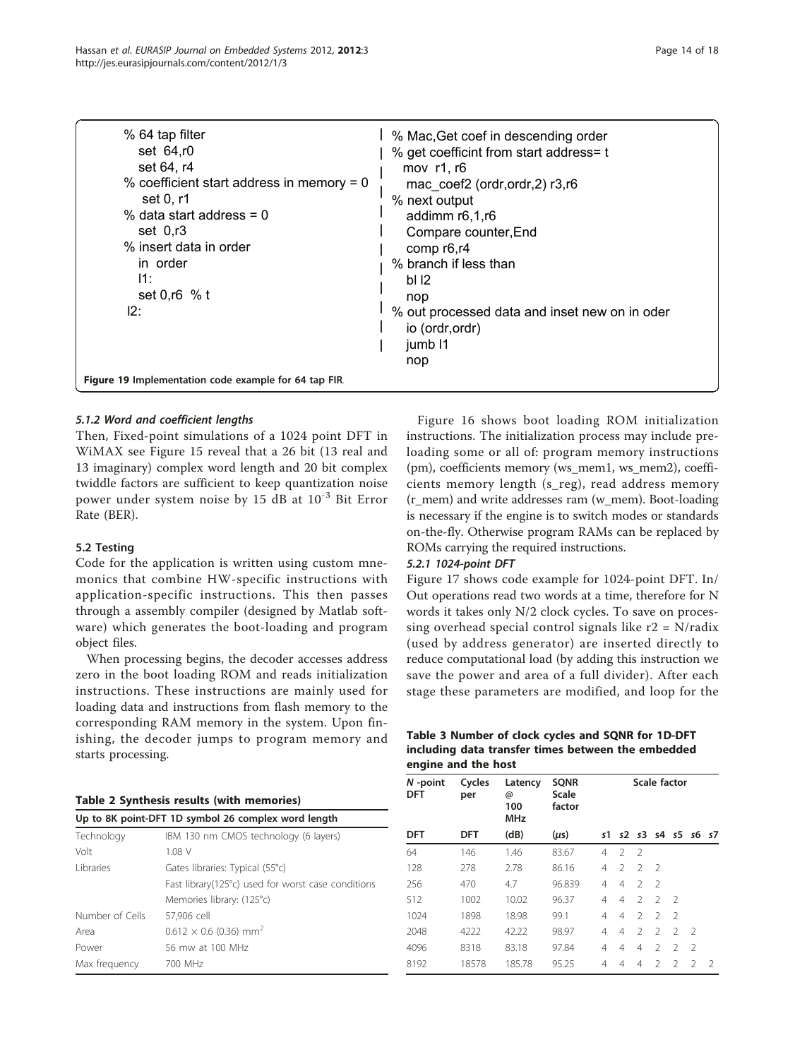```
% 64 tap filter
   set 64,r0
   set 64, r4
% coefficient start address in memory = 0
   set 0, r1
% data start address = 0
   set 0,r3
% insert data in order
   in order
   l1:
   set 0,r6  % t
 l2:
% Mac,Get coef in descending order
% get coefficint from start address= t
   mov r1, r6
   mac_coef2 (ordr,ordr,2) r3,r6
% next output
   addimm r6,1,r6
   Compare counter,End
   comp r6,r4
% branch if less than
   bl l2
   nop
% out processed data and inset new on in oder
   io (ordr,ordr)
   jumb l1
   nop
```

**Figure 19** Implementation code example for 64 tap FIR.

### 5.1.2 Word and coefficient lengths

Then, Fixed-point simulations of a 1024 point DFT in WiMAX see Figure 15 reveal that a 26 bit (13 real and 13 imaginary) complex word length and 20 bit complex twiddle factors are sufficient to keep quantization noise power under system noise by 15 dB at $10^{-3}$ Bit Error Rate (BER).

## 5.2 Testing

Code for the application is written using custom mnemonics that combine HW-specific instructions with application-specific instructions. This then passes through a assembly compiler (designed by Matlab software) which generates the boot-loading and program object files.

When processing begins, the decoder accesses address zero in the boot loading ROM and reads initialization instructions. These instructions are mainly used for loading data and instructions from flash memory to the corresponding RAM memory in the system. Upon finishing, the decoder jumps to program memory and starts processing.

**Table 2 Synthesis results (with memories)**

| Up to 8K point-DFT 1D symbol 26 complex word length | |
|---|---|
| Technology | IBM 130 nm CMOS technology (6 layers) |
| Volt | 1.08 V |
| Libraries | Gates libraries: Typical (55°c) |
| | Fast library(125°c) used for worst case conditions |
| | Memories library: (125°c) |
| Number of Cells | 57,906 cell |
| Area | $0.612 \times 0.6$ (0.36) mm$^2$ |
| Power | 56 mw at 100 MHz |
| Max frequency | 700 MHz |

Figure 16 shows boot loading ROM initialization instructions. The initialization process may include preloading some or all of: program memory instructions (pm), coefficients memory (ws_mem1, ws_mem2), coefficients memory length (s_reg), read address memory (r_mem) and write addresses ram (w_mem). Boot-loading is necessary if the engine is to switch modes or standards on-the-fly. Otherwise program RAMs can be replaced by ROMs carrying the required instructions.

### 5.2.1 1024-point DFT

Figure 17 shows code example for 1024-point DFT. In/Out operations read two words at a time, therefore for N words it takes only N/2 clock cycles. To save on processing overhead special control signals like r2 = N/radix (used by address generator) are inserted directly to reduce computational load (by adding this instruction we save the power and area of a full divider). After each stage these parameters are modified, and loop for the

**Table 3 Number of clock cycles and SQNR for 1D-DFT including data transfer times between the embedded engine and the host**

| N -point DFT | Cycles per | Latency @ 100 MHz | SQNR Scale factor | Scale factor | | | | | | |
|---|---|---|---|---|---|---|---|---|---|---|
| DFT | DFT | (dB) | (μs) | s1 | s2 | s3 | s4 | s5 | s6 | s7 |
| 64 | 146 | 1.46 | 83.67 | 4 | 2 | 2 | | | | |
| 128 | 278 | 2.78 | 86.16 | 4 | 2 | 2 | 2 | | | |
| 256 | 470 | 4.7 | 96.839 | 4 | 4 | 2 | 2 | | | |
| 512 | 1002 | 10.02 | 96.37 | 4 | 4 | 2 | 2 | 2 | | |
| 1024 | 1898 | 18.98 | 99.1 | 4 | 4 | 2 | 2 | 2 | | |
| 2048 | 4222 | 42.22 | 98.97 | 4 | 4 | 2 | 2 | 2 | 2 | |
| 4096 | 8318 | 83.18 | 97.84 | 4 | 4 | 4 | 2 | 2 | 2 | |
| 8192 | 18578 | 185.78 | 95.25 | 4 | 4 | 4 | 2 | 2 | 2 | 2 |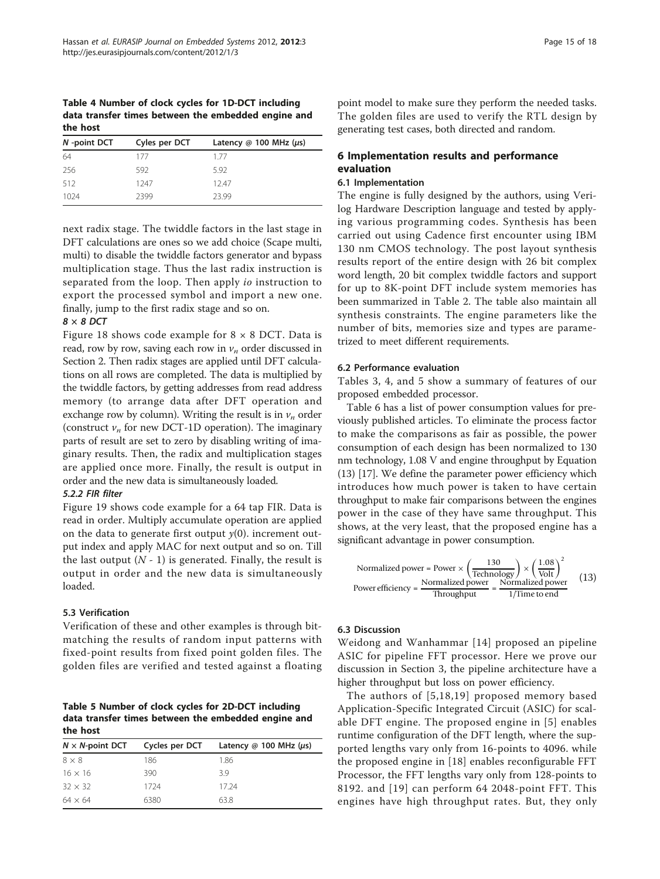Table 4 Number of clock cycles for 1D-DCT including data transfer times between the embedded engine and the host

| N -point DCT | Cyles per DCT | Latency @ 100 MHz (μs) |
|---|---|---|
| 64 | 177 | 1.77 |
| 256 | 592 | 5.92 |
| 512 | 1247 | 12.47 |
| 1024 | 2399 | 23.99 |

next radix stage. The twiddle factors in the last stage in DFT calculations are ones so we add choice (Scape multi, multi) to disable the twiddle factors generator and bypass multiplication stage. Thus the last radix instruction is separated from the loop. Then apply *io* instruction to export the processed symbol and import a new one. finally, jump to the first radix stage and so on.

*8 × 8 DCT*

Figure 18 shows code example for 8 × 8 DCT. Data is read, row by row, saving each row in $v_n$ order discussed in Section 2. Then radix stages are applied until DFT calculations on all rows are completed. The data is multiplied by the twiddle factors, by getting addresses from read address memory (to arrange data after DFT operation and exchange row by column). Writing the result is in $v_n$ order (construct $v_n$ for new DCT-1D operation). The imaginary parts of result are set to zero by disabling writing of imaginary results. Then, the radix and multiplication stages are applied once more. Finally, the result is output in order and the new data is simultaneously loaded.

#### 5.2.2 FIR filter

Figure 19 shows code example for a 64 tap FIR. Data is read in order. Multiply accumulate operation are applied on the data to generate first output $y(0)$. increment output index and apply MAC for next output and so on. Till the last output $(N - 1)$ is generated. Finally, the result is output in order and the new data is simultaneously loaded.

### 5.3 Verification

Verification of these and other examples is through bit-matching the results of random input patterns with fixed-point results from fixed point golden files. The golden files are verified and tested against a floating point model to make sure they perform the needed tasks. The golden files are used to verify the RTL design by generating test cases, both directed and random.

Table 5 Number of clock cycles for 2D-DCT including data transfer times between the embedded engine and the host

| N × N-point DCT | Cycles per DCT | Latency @ 100 MHz (μs) |
|---|---|---|
| 8 × 8 | 186 | 1.86 |
| 16 × 16 | 390 | 3.9 |
| 32 × 32 | 1724 | 17.24 |
| 64 × 64 | 6380 | 63.8 |

## 6 Implementation results and performance evaluation

### 6.1 Implementation

The engine is fully designed by the authors, using Verilog Hardware Description language and tested by applying various programming codes. Synthesis has been carried out using Cadence first encounter using IBM 130 nm CMOS technology. The post layout synthesis results report of the entire design with 26 bit complex word length, 20 bit complex twiddle factors and support for up to 8K-point DFT include system memories has been summarized in Table 2. The table also maintain all synthesis constraints. The engine parameters like the number of bits, memories size and types are parametrized to meet different requirements.

### 6.2 Performance evaluation

Tables 3, 4, and 5 show a summary of features of our proposed embedded processor.

Table 6 has a list of power consumption values for previously published articles. To eliminate the process factor to make the comparisons as fair as possible, the power consumption of each design has been normalized to 130 nm technology, 1.08 V and engine throughput by Equation (13) [17]. We define the parameter power efficiency which introduces how much power is taken to have certain throughput to make fair comparisons between the engines power in the case of they have same throughput. This shows, at the very least, that the proposed engine has a significant advantage in power consumption.

$$
\begin{aligned}
\text{Normalized power} &= \text{Power} \times \left(\frac{130}{\text{Technology}}\right) \times \left(\frac{1.08}{\text{Volt}}\right)^2 \\
\text{Power efficiency} &= \frac{\text{Normalized power}}{\text{Throughput}} = \frac{\text{Normalized power}}{1/\text{Time to end}}
\end{aligned}
\tag{13}
$$

### 6.3 Discussion

Weidong and Wanhammar [14] proposed an pipeline ASIC for pipeline FFT processor. Here we prove our discussion in Section 3, the pipeline architecture have a higher throughput but loss on power efficiency.

The authors of [5,18,19] proposed memory based Application-Specific Integrated Circuit (ASIC) for scalable DFT engine. The proposed engine in [5] enables runtime configuration of the DFT length, where the supported lengths vary only from 16-points to 4096. while the proposed engine in [18] enables reconfigurable FFT Processor, the FFT lengths vary only from 128-points to 8192. and [19] can perform 64 2048-point FFT. This engines have high throughput rates. But, they only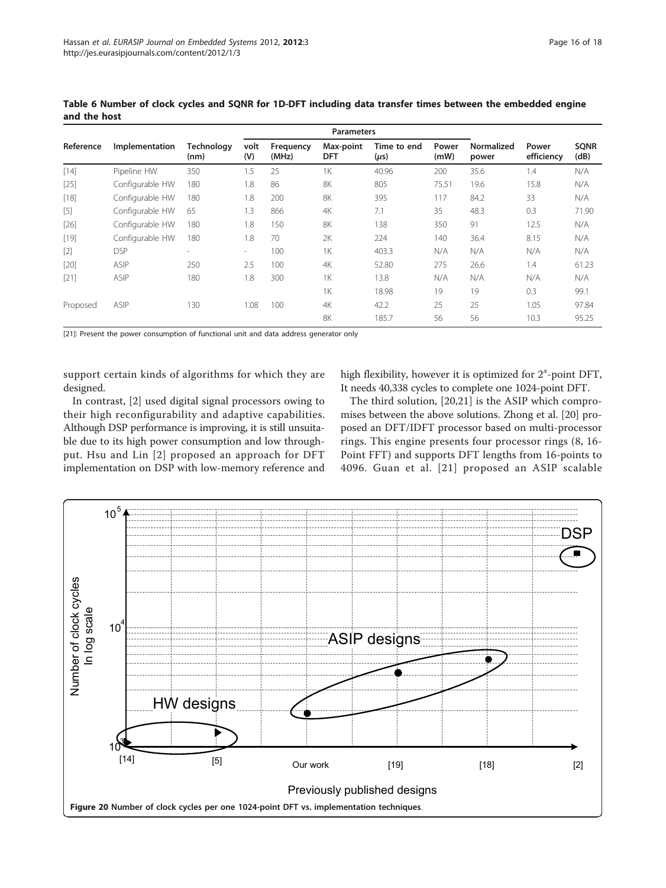**Table 6 Number of clock cycles and SQNR for 1D-DFT including data transfer times between the embedded engine and the host**

| Reference | Implementation | Technology (nm) | Parameters | | | | | | Normalized power | Power efficiency | SQNR (dB) |
|---|---|---|---|---|---|---|---|---|---|---|---|
| | | | volt (V) | Frequency (MHz) | Max-point DFT | Time to end (μs) | Power (mW) | | | | |
| [14] | Pipeline HW | 350 | 1.5 | 25 | 1K | 40.96 | 200 | | 35.6 | 1.4 | N/A |
| [25] | Configurable HW | 180 | 1.8 | 86 | 8K | 805 | 75.51 | | 19.6 | 15.8 | N/A |
| [18] | Configurable HW | 180 | 1.8 | 200 | 8K | 395 | 117 | | 84.2 | 33 | N/A |
| [5] | Configurable HW | 65 | 1.3 | 866 | 4K | 7.1 | 35 | | 48.3 | 0.3 | 71.90 |
| [26] | Configurable HW | 180 | 1.8 | 150 | 8K | 138 | 350 | | 91 | 12.5 | N/A |
| [19] | Configurable HW | 180 | 1.8 | 70 | 2K | 224 | 140 | | 36.4 | 8.15 | N/A |
| [2] | DSP | - | - | 100 | 1K | 403.3 | N/A | | N/A | N/A | N/A |
| [20] | ASIP | 250 | 2.5 | 100 | 4K | 52.80 | 275 | | 26.6 | 1.4 | 61.23 |
| [21] | ASIP | 180 | 1.8 | 300 | 1K | 13.8 | N/A | | N/A | N/A | N/A |
| | | | | | 1K | 18.98 | 19 | | 19 | 0.3 | 99.1 |
| Proposed | ASIP | 130 | 1.08 | 100 | 4K | 42.2 | 25 | | 25 | 1.05 | 97.84 |
| | | | | | 8K | 185.7 | 56 | | 56 | 10.3 | 95.25 |

[21]: Present the power consumption of functional unit and data address generator only

support certain kinds of algorithms for which they are designed.

In contrast, [2] used digital signal processors owing to their high reconfigurability and adaptive capabilities. Although DSP performance is improving, it is still unsuitable due to its high power consumption and low throughput. Hsu and Lin [2] proposed an approach for DFT implementation on DSP with low-memory reference and high flexibility, however it is optimized for $2^x$-point DFT, It needs 40,338 cycles to complete one 1024-point DFT.

The third solution, [20,21] is the ASIP which compromises between the above solutions. Zhong et al. [20] proposed an DFT/IDFT processor based on multi-processor rings. This engine presents four processor rings (8, 16-Point FFT) and supports DFT lengths from 16-points to 4096. Guan et al. [21] proposed an ASIP scalable

**Figure 20 Number of clock cycles per one 1024-point DFT vs. implementation techniques.**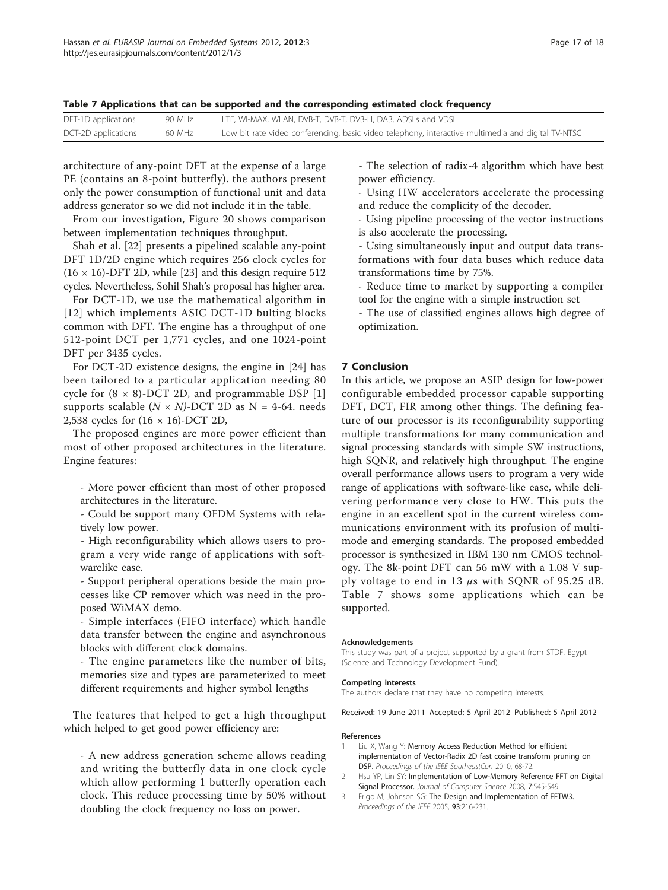**Table 7 Applications that can be supported and the corresponding estimated clock frequency**

| | | |
|---|---|---|
| DFT-1D applications | 90 MHz | LTE, WI-MAX, WLAN, DVB-T, DVB-H, DAB, ADSLs and VDSL |
| DCT-2D applications | 60 MHz | Low bit rate video conferencing, basic video telephony, interactive multimedia and digital TV-NTSC |

architecture of any-point DFT at the expense of a large PE (contains an 8-point butterfly). the authors present only the power consumption of functional unit and data address generator so we did not include it in the table.

From our investigation, Figure 20 shows comparison between implementation techniques throughput.

Shah et al. [22] presents a pipelined scalable any-point DFT 1D/2D engine which requires 256 clock cycles for $(16 \times 16)$-DFT 2D, while [23] and this design require 512 cycles. Nevertheless, Sohil Shah's proposal has higher area.

For DCT-1D, we use the mathematical algorithm in [12] which implements ASIC DCT-1D bulting blocks common with DFT. The engine has a throughput of one 512-point DCT per 1,771 cycles, and one 1024-point DFT per 3435 cycles.

For DCT-2D existence designs, the engine in [24] has been tailored to a particular application needing 80 cycle for $(8 \times 8)$-DCT 2D, and programmable DSP [1] supports scalable $(N \times N)$-DCT 2D as N = 4-64. needs 2,538 cycles for $(16 \times 16)$-DCT 2D,

The proposed engines are more power efficient than most of other proposed architectures in the literature. Engine features:

- More power efficient than most of other proposed architectures in the literature.
- Could be support many OFDM Systems with relatively low power.
- High reconfigurability which allows users to program a very wide range of applications with softwarelike ease.
- Support peripheral operations beside the main processes like CP remover which was need in the proposed WiMAX demo.
- Simple interfaces (FIFO interface) which handle data transfer between the engine and asynchronous blocks with different clock domains.
- The engine parameters like the number of bits, memories size and types are parameterized to meet different requirements and higher symbol lengths

The features that helped to get a high throughput which helped to get good power efficiency are:

- A new address generation scheme allows reading and writing the butterfly data in one clock cycle which allow performing 1 butterfly operation each clock. This reduce processing time by 50% without doubling the clock frequency no loss on power.
- The selection of radix-4 algorithm which have best power efficiency.
- Using HW accelerators accelerate the processing and reduce the complicity of the decoder.
- Using pipeline processing of the vector instructions is also accelerate the processing.
- Using simultaneously input and output data transformations with four data buses which reduce data transformations time by 75%.
- Reduce time to market by supporting a compiler tool for the engine with a simple instruction set
- The use of classified engines allows high degree of optimization.

## 7 Conclusion

In this article, we propose an ASIP design for low-power configurable embedded processor capable supporting DFT, DCT, FIR among other things. The defining feature of our processor is its reconfigurability supporting multiple transformations for many communication and signal processing standards with simple SW instructions, high SQNR, and relatively high throughput. The engine overall performance allows users to program a very wide range of applications with software-like ease, while delivering performance very close to HW. This puts the engine in an excellent spot in the current wireless communications environment with its profusion of multimode and emerging standards. The proposed embedded processor is synthesized in IBM 130 nm CMOS technology. The 8k-point DFT can 56 mW with a 1.08 V supply voltage to end in 13 $\mu$s with SQNR of 95.25 dB. Table 7 shows some applications which can be supported.

#### Acknowledgements

This study was part of a project supported by a grant from STDF, Egypt (Science and Technology Development Fund).

#### Competing interests

The authors declare that they have no competing interests.

Received: 19 June 2011 Accepted: 5 April 2012 Published: 5 April 2012

#### References

1. Liu X, Wang Y: Memory Access Reduction Method for efficient implementation of Vector-Radix 2D fast cosine transform pruning on DSP. *Proceedings of the IEEE SoutheastCon* 2010, 68-72.
2. Hsu YP, Lin SY: Implementation of Low-Memory Reference FFT on Digital Signal Processor. *Journal of Computer Science* 2008, 7:545-549.
3. Frigo M, Johnson SG: The Design and Implementation of FFTW3. *Proceedings of the IEEE* 2005, 93:216-231.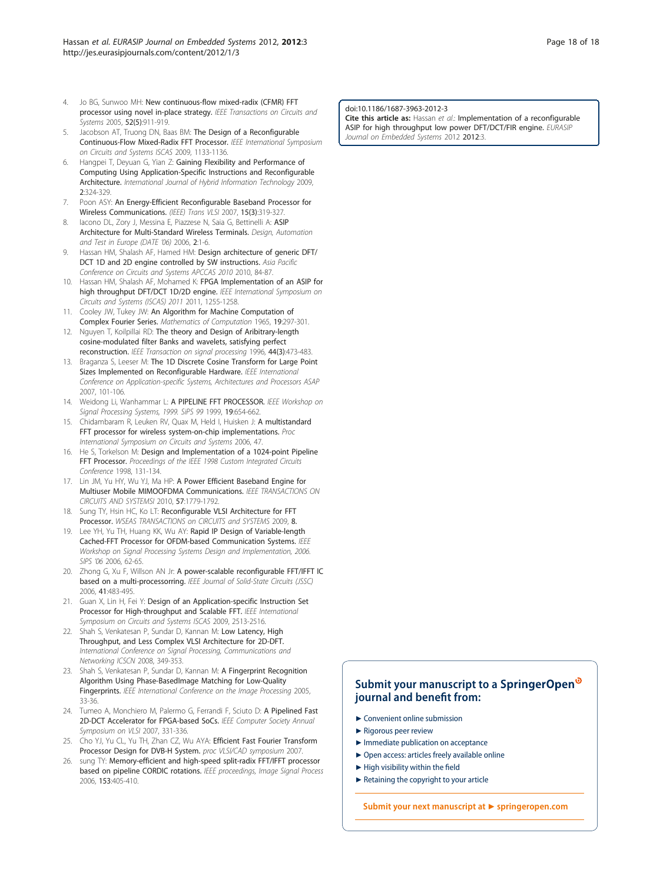4. Jo BG, Sunwoo MH: **New continuous-flow mixed-radix (CFMR) FFT processor using novel in-place strategy.** *IEEE Transactions on Circuits and Systems* 2005, **52(5)**:911-919.
5. Jacobson AT, Truong DN, Baas BM: **The Design of a Reconfigurable Continuous-Flow Mixed-Radix FFT Processor.** *IEEE International Symposium on Circuits and Systems ISCAS* 2009, 1133-1136.
6. Hangpei T, Deyuan G, Yian Z: **Gaining Flexibility and Performance of Computing Using Application-Specific Instructions and Reconfigurable Architecture.** *International Journal of Hybrid Information Technology* 2009, **2**:324-329.
7. Poon ASY: **An Energy-Efficient Reconfigurable Baseband Processor for Wireless Communications.** *(IEEE) Trans VLSI* 2007, **15(3)**:319-327.
8. Iacono DL, Zory J, Messina E, Piazzese N, Saia G, Bettinelli A: **ASIP Architecture for Multi-Standard Wireless Terminals.** *Design, Automation and Test in Europe (DATE '06)* 2006, **2**:1-6.
9. Hassan HM, Shalash AF, Hamed HM: **Design architecture of generic DFT/DCT 1D and 2D engine controlled by SW instructions.** *Asia Pacific Conference on Circuits and Systems APCCAS 2010* 2010, 84-87.
10. Hassan HM, Shalash AF, Mohamed K: **FPGA Implementation of an ASIP for high throughput DFT/DCT 1D/2D engine.** *IEEE International Symposium on Circuits and Systems (ISCAS) 2011* 2011, 1255-1258.
11. Cooley JW, Tukey JW: **An Algorithm for Machine Computation of Complex Fourier Series.** *Mathematics of Computation* 1965, **19**:297-301.
12. Nguyen T, Koilpillai RD: **The theory and Design of Aribitrary-length cosine-modulated filter Banks and wavelets, satisfying perfect reconstruction.** *IEEE Transaction on signal processing* 1996, **44(3)**:473-483.
13. Braganza S, Leeser M: **The 1D Discrete Cosine Transform for Large Point Sizes Implemented on Reconfigurable Hardware.** *IEEE International Conference on Application-specific Systems, Architectures and Processors ASAP* 2007, 101-106.
14. Weidong Li, Wanhammar L: **A PIPELINE FFT PROCESSOR.** *IEEE Workshop on Signal Processing Systems, 1999. SiPS 99* 1999, **19**:654-662.
15. Chidambaram R, Leuken RV, Quax M, Held I, Huisken J: **A multistandard FFT processor for wireless system-on-chip implementations.** *Proc International Symposium on Circuits and Systems* 2006, 47.
16. He S, Torkelson M: **Design and Implementation of a 1024-point Pipeline FFT Processor.** *Proceedings of the IEEE 1998 Custom Integrated Circuits Conference* 1998, 131-134.
17. Lin JM, Yu HY, Wu YJ, Ma HP: **A Power Efficient Baseband Engine for Multiuser Mobile MIMOOFDMA Communications.** *IEEE TRANSACTIONS ON CIRCUITS AND SYSTEMSI* 2010, **57**:1779-1792.
18. Sung TY, Hsin HC, Ko LT: **Reconfigurable VLSI Architecture for FFT Processor.** *WSEAS TRANSACTIONS on CIRCUITS and SYSTEMS* 2009, **8**.
19. Lee YH, Yu TH, Huang KK, Wu AY: **Rapid IP Design of Variable-length Cached-FFT Processor for OFDM-based Communication Systems.** *IEEE Workshop on Signal Processing Systems Design and Implementation, 2006. SIPS '06* 2006, 62-65.
20. Zhong G, Xu F, Willson AN Jr: **A power-scalable reconfigurable FFT/IFFT IC based on a multi-processorring.** *IEEE Journal of Solid-State Circuits (JSSC)* 2006, **41**:483-495.
21. Guan X, Lin H, Fei Y: **Design of an Application-specific Instruction Set Processor for High-throughput and Scalable FFT.** *IEEE International Symposium on Circuits and Systems ISCAS* 2009, 2513-2516.
22. Shah S, Venkatesan P, Sundar D, Kannan M: **Low Latency, High Throughput, and Less Complex VLSI Architecture for 2D-DFT.** *International Conference on Signal Processing, Communications and Networking ICSCN* 2008, 349-353.
23. Shah S, Venkatesan P, Sundar D, Kannan M: **A Fingerprint Recognition Algorithm Using Phase-BasedImage Matching for Low-Quality Fingerprints.** *IEEE International Conference on the Image Processing* 2005, 33-36.
24. Tumeo A, Monchiero M, Palermo G, Ferrandi F, Sciuto D: **A Pipelined Fast 2D-DCT Accelerator for FPGA-based SoCs.** *IEEE Computer Society Annual Symposium on VLSI* 2007, 331-336.
25. Cho YJ, Yu CL, Yu TH, Zhan CZ, Wu AYA: **Efficient Fast Fourier Transform Processor Design for DVB-H System.** *proc VLSI/CAD symposium* 2007.
26. sung TY: **Memory-efficient and high-speed split-radix FFT/IFFT processor based on pipeline CORDIC rotations.** *IEEE proceedings, Image Signal Process* 2006, **153**:405-410.

doi:10.1186/1687-3963-2012-3

**Cite this article as:** Hassan *et al.*: Implementation of a reconfigurable ASIP for high throughput low power DFT/DCT/FIR engine. *EURASIP Journal on Embedded Systems* 2012 **2012**:3.

## Submit your manuscript to a SpringerOpen journal and benefit from:

- ► Convenient online submission
- ► Rigorous peer review
- ► Immediate publication on acceptance
- ► Open access: articles freely available online
- ► High visibility within the field
- ► Retaining the copyright to your article

**Submit your next manuscript at ► springeropen.com**